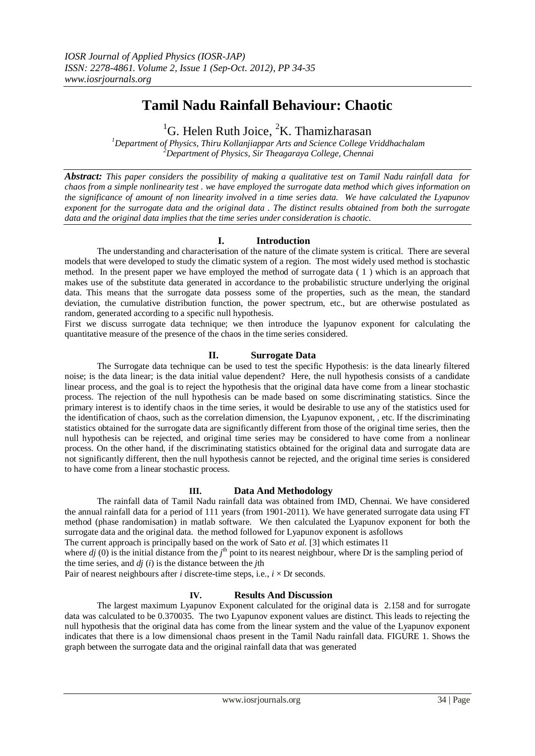# Tamil Nadu Rainfall Behaviour: Chaotic

G. Helen Ruth Joice[1], K. Thamizharasan[2]

[1]Department of Physics, Thiru Kollanjiappar Arts and Science College Vriddhachalam
[2]Department of Physics, Sir Theagaraya College, Chennai

***Abstract:*** *This paper considers the possibility of making a qualitative test on Tamil Nadu rainfall data for chaos from a simple nonlinearity test . we have employed the surrogate data method which gives information on the significance of amount of non linearity involved in a time series data. We have calculated the Lyapunov exponent for the surrogate data and the original data . The distinct results obtained from both the surrogate data and the original data implies that the time series under consideration is chaotic.*

## I. Introduction

The understanding and characterisation of the nature of the climate system is critical. There are several models that were developed to study the climatic system of a region. The most widely used method is stochastic method. In the present paper we have employed the method of surrogate data ( 1 ) which is an approach that makes use of the substitute data generated in accordance to the probabilistic structure underlying the original data. This means that the surrogate data possess some of the properties, such as the mean, the standard deviation, the cumulative distribution function, the power spectrum, etc., but are otherwise postulated as random, generated according to a specific null hypothesis.

First we discuss surrogate data technique; we then introduce the lyapunov exponent for calculating the quantitative measure of the presence of the chaos in the time series considered.

## II. Surrogate Data

The Surrogate data technique can be used to test the specific Hypothesis: is the data linearly filtered noise; is the data linear; is the data initial value dependent? Here, the null hypothesis consists of a candidate linear process, and the goal is to reject the hypothesis that the original data have come from a linear stochastic process. The rejection of the null hypothesis can be made based on some discriminating statistics. Since the primary interest is to identify chaos in the time series, it would be desirable to use any of the statistics used for the identification of chaos, such as the correlation dimension, the Lyapunov exponent, , etc. If the discriminating statistics obtained for the surrogate data are significantly different from those of the original time series, then the null hypothesis can be rejected, and original time series may be considered to have come from a nonlinear process. On the other hand, if the discriminating statistics obtained for the original data and surrogate data are not significantly different, then the null hypothesis cannot be rejected, and the original time series is considered to have come from a linear stochastic process.

## III. Data And Methodology

The rainfall data of Tamil Nadu rainfall data was obtained from IMD, Chennai. We have considered the annual rainfall data for a period of 111 years (from 1901-2011). We have generated surrogate data using FT method (phase randomisation) in matlab software. We then calculated the Lyapunov exponent for both the surrogate data and the original data. the method followed for Lyapunov exponent is asfollows

The current approach is principally based on the work of Sato *et al.* [3] which estimates l1

where $dj$ (0) is the initial distance from the $j^{th}$ point to its nearest neighbour, where D$t$ is the sampling period of the time series, and $dj$ ($i$) is the distance between the $j$th

Pair of nearest neighbours after $i$ discrete-time steps, i.e., $i \times$ D$t$ seconds.

## IV. Results And Discussion

The largest maximum Lyapunov Exponent calculated for the original data is 2.158 and for surrogate data was calculated to be 0.370035. The two Lyapunov exponent values are distinct. This leads to rejecting the null hypothesis that the original data has come from the linear system and the value of the Lyapunov exponent indicates that there is a low dimensional chaos present in the Tamil Nadu rainfall data. FIGURE 1. Shows the graph between the surrogate data and the original rainfall data that was generated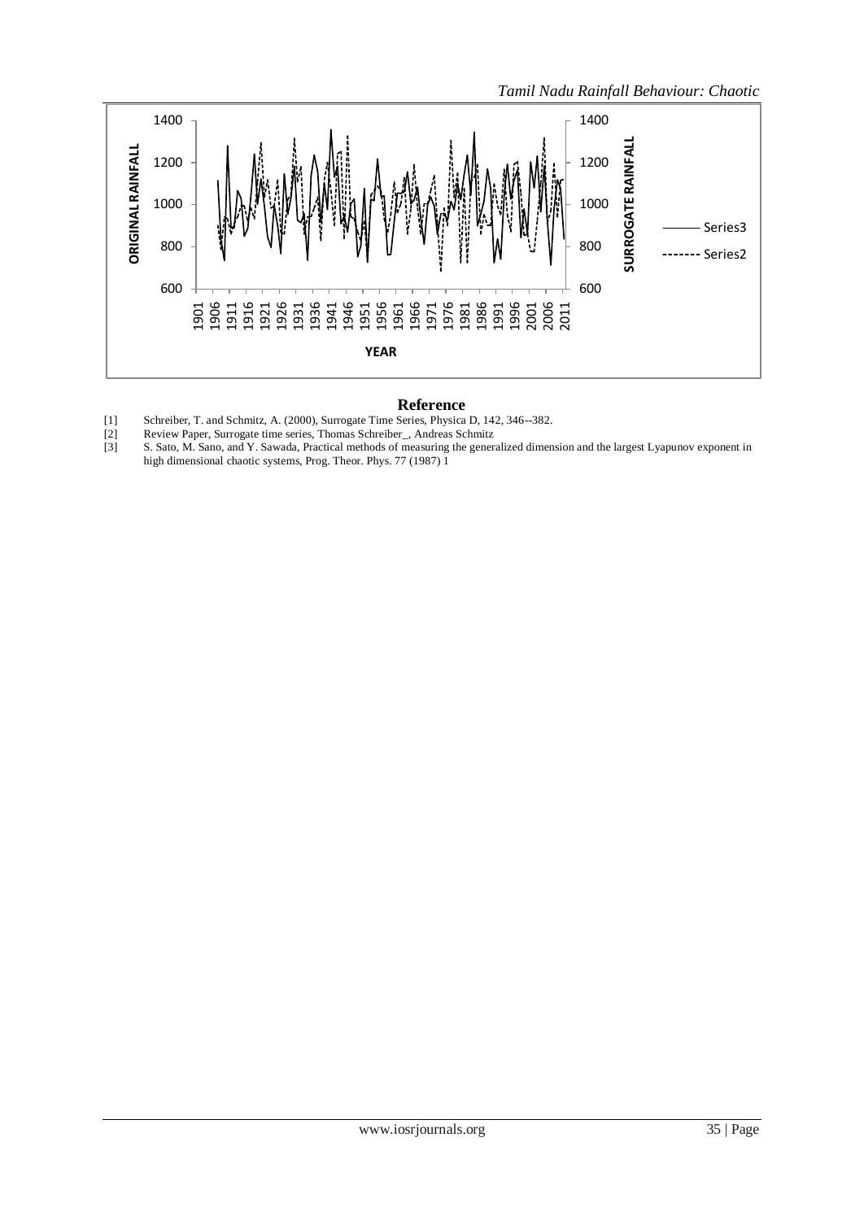1400
1200
1000
800
600

ORIGINAL RAINFALL

1400
1200
1000
800
600

SURROGATE RAINFALL

Series3
Series2

1901
1906
1911
1916
1921
1926
1931
1936
1941
1946
1951
1956
1961
1966
1971
1976
1981
1986
1991
1996
2001
2006
2011

YEAR

## Reference

[1] Schreiber, T. and Schmitz, A. (2000), Surrogate Time Series, Physica D, 142, 346--382.

[2] Review Paper, Surrogate time series, Thomas Schreiber_, Andreas Schmitz

[3] S. Sato, M. Sano, and Y. Sawada, Practical methods of measuring the generalized dimension and the largest Lyapunov exponent in high dimensional chaotic systems, Prog. Theor. Phys. 77 (1987) 1